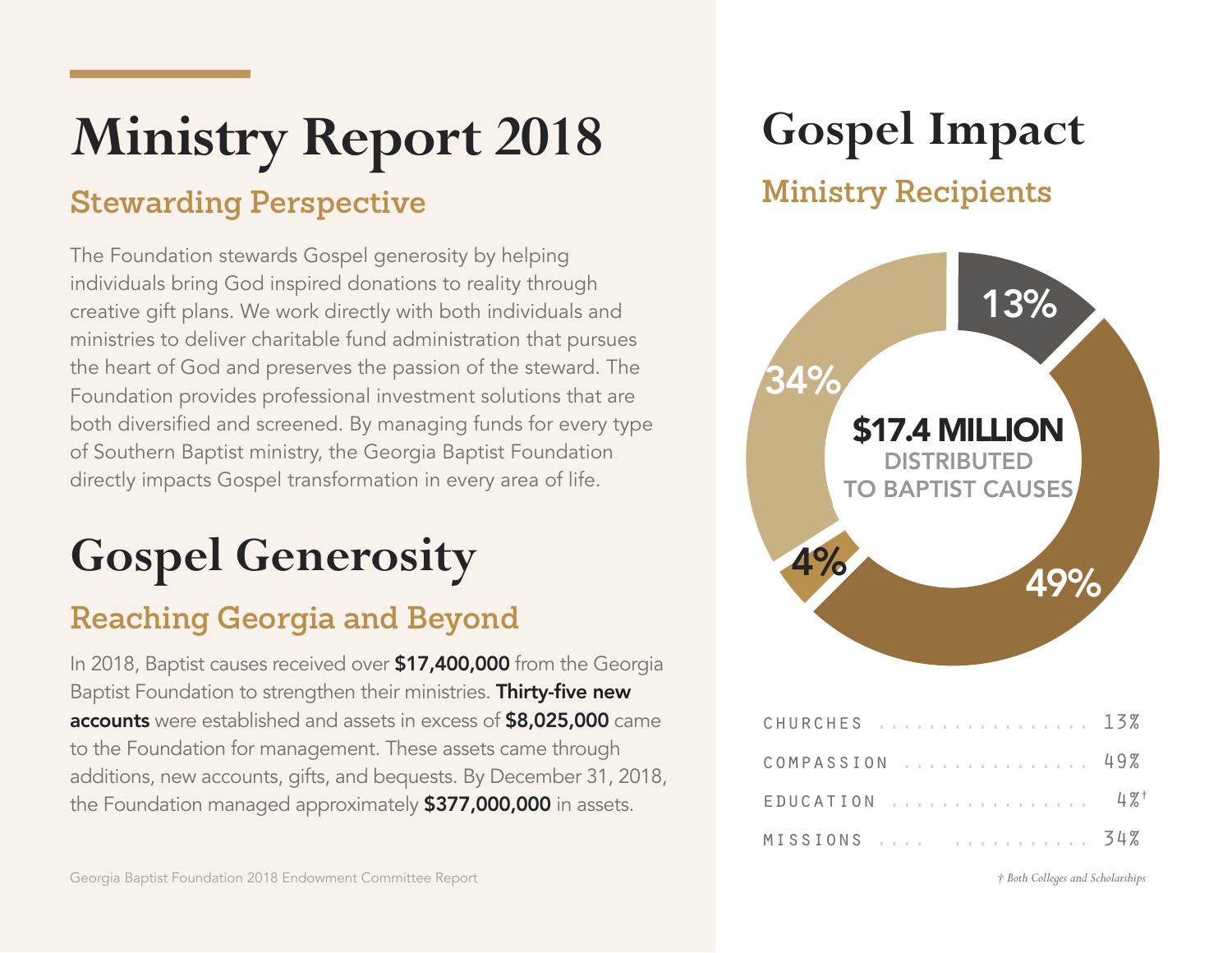# Ministry Report 2018

## Stewarding Perspective

The Foundation stewards Gospel generosity by helping individuals bring God inspired donations to reality through creative gift plans. We work directly with both individuals and ministries to deliver charitable fund administration that pursues the heart of God and preserves the passion of the steward. The Foundation provides professional investment solutions that are both diversified and screened. By managing funds for every type of Southern Baptist ministry, the Georgia Baptist Foundation directly impacts Gospel transformation in every area of life.

# Gospel Generosity

## Reaching Georgia and Beyond

In 2018, Baptist causes received over **$17,400,000** from the Georgia Baptist Foundation to strengthen their ministries. **Thirty-five new accounts** were established and assets in excess of **$8,025,000** came to the Foundation for management. These assets came through additions, new accounts, gifts, and bequests. By December 31, 2018, the Foundation managed approximately **$377,000,000** in assets.

# Gospel Impact

## Ministry Recipients

**$17.4 MILLION** DISTRIBUTED TO BAPTIST CAUSES

| Recipient | Share |
|---|---|
| CHURCHES | 13% |
| COMPASSION | 49% |
| EDUCATION | 4%† |
| MISSIONS | 34% |

*† Both Colleges and Scholarships*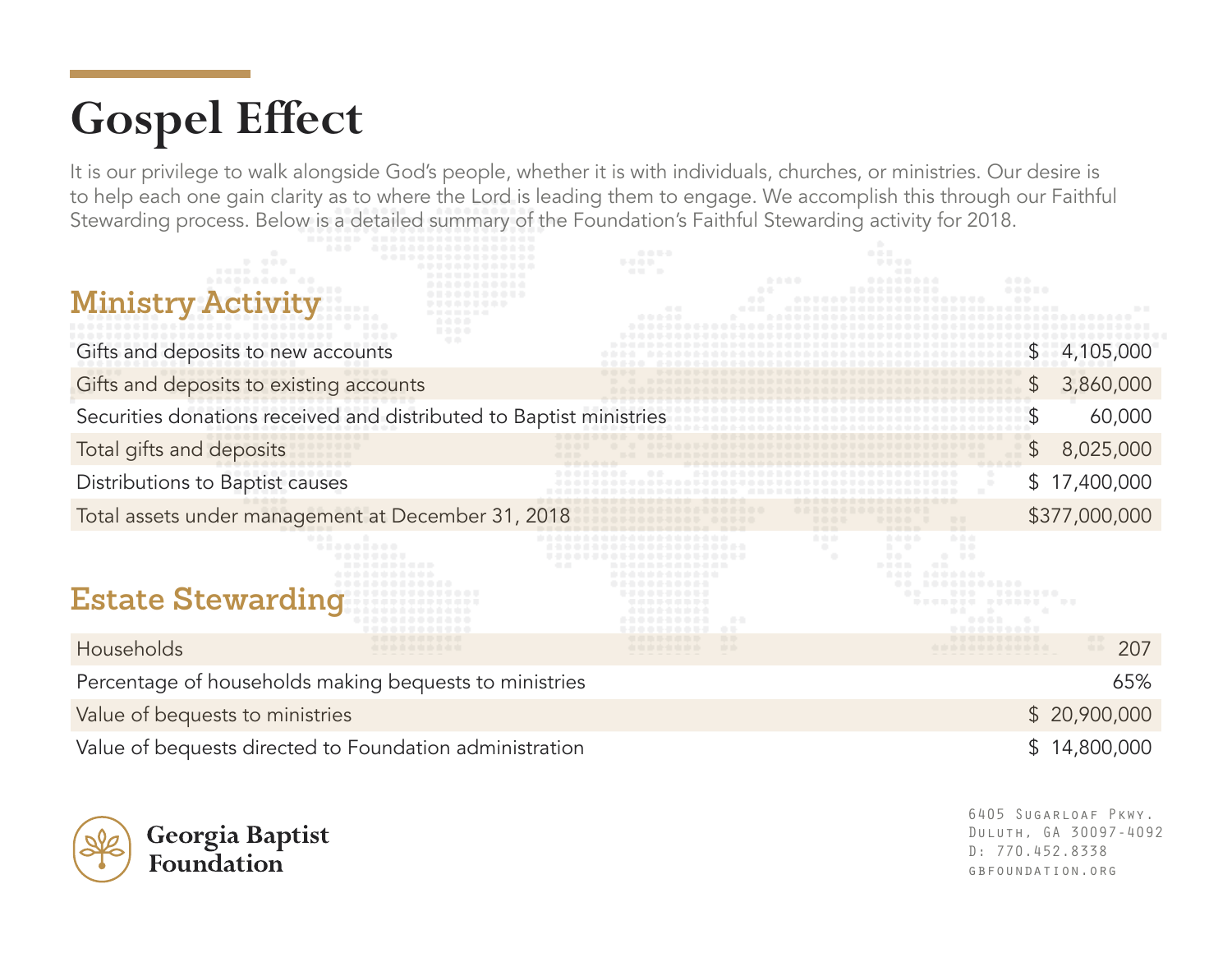# Gospel Effect

It is our privilege to walk alongside God's people, whether it is with individuals, churches, or ministries. Our desire is to help each one gain clarity as to where the Lord is leading them to engage. We accomplish this through our Faithful Stewarding process. Below is a detailed summary of the Foundation's Faithful Stewarding activity for 2018.

## Ministry Activity

| | |
|---|---|
| Gifts and deposits to new accounts | $ 4,105,000 |
| Gifts and deposits to existing accounts | $ 3,860,000 |
| Securities donations received and distributed to Baptist ministries | $ 60,000 |
| Total gifts and deposits | $ 8,025,000 |
| Distributions to Baptist causes | $ 17,400,000 |
| Total assets under management at December 31, 2018 | $377,000,000 |

## Estate Stewarding

| | |
|---|---|
| Households | 207 |
| Percentage of households making bequests to ministries | 65% |
| Value of bequests to ministries | $ 20,900,000 |
| Value of bequests directed to Foundation administration | $ 14,800,000 |

Georgia Baptist Foundation

6405 Sugarloaf Pkwy.
Duluth, GA 30097-4092
D: 770.452.8338
gbfoundation.org